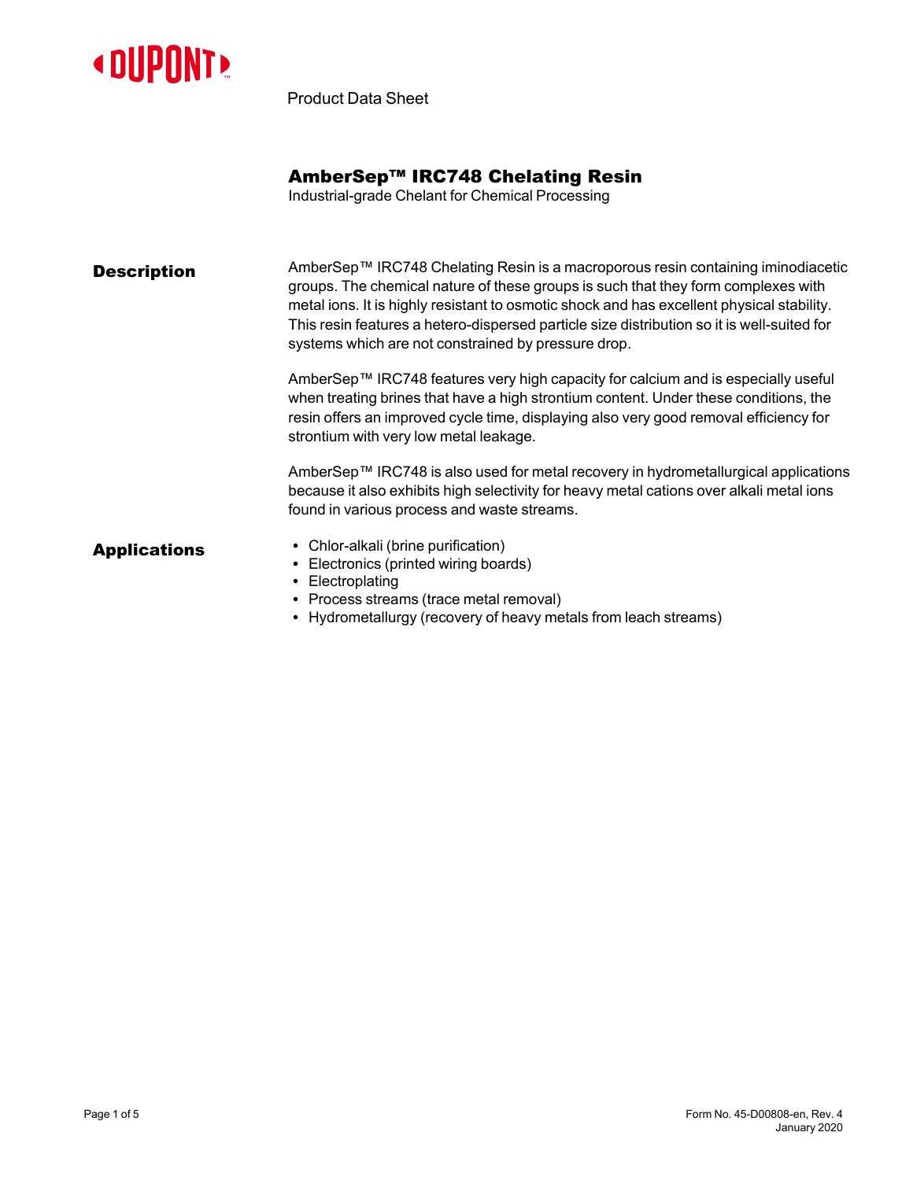Product Data Sheet

# AmberSep™ IRC748 Chelating Resin

Industrial-grade Chelant for Chemical Processing

## Description

AmberSep™ IRC748 Chelating Resin is a macroporous resin containing iminodiacetic groups. The chemical nature of these groups is such that they form complexes with metal ions. It is highly resistant to osmotic shock and has excellent physical stability. This resin features a hetero-dispersed particle size distribution so it is well-suited for systems which are not constrained by pressure drop.

AmberSep™ IRC748 features very high capacity for calcium and is especially useful when treating brines that have a high strontium content. Under these conditions, the resin offers an improved cycle time, displaying also very good removal efficiency for strontium with very low metal leakage.

AmberSep™ IRC748 is also used for metal recovery in hydrometallurgical applications because it also exhibits high selectivity for heavy metal cations over alkali metal ions found in various process and waste streams.

## Applications

- Chlor-alkali (brine purification)
- Electronics (printed wiring boards)
- Electroplating
- Process streams (trace metal removal)
- Hydrometallurgy (recovery of heavy metals from leach streams)

Form No. 45-D00808-en, Rev. 4
January 2020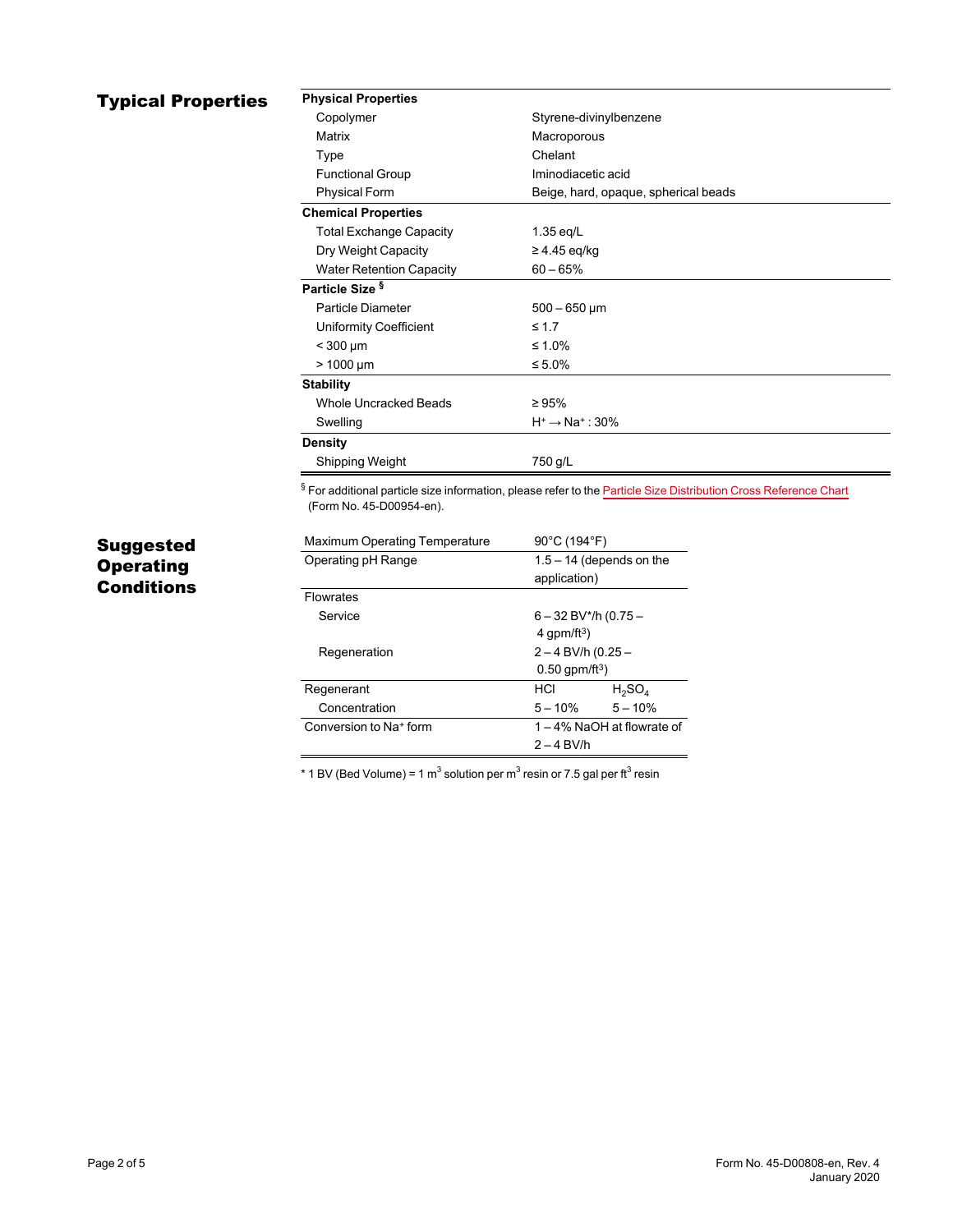## Typical Properties

| **Physical Properties** | |
|---|---|
| Copolymer | Styrene-divinylbenzene |
| Matrix | Macroporous |
| Type | Chelant |
| Functional Group | Iminodiacetic acid |
| Physical Form | Beige, hard, opaque, spherical beads |
| **Chemical Properties** | |
| Total Exchange Capacity | 1.35 eq/L |
| Dry Weight Capacity | ≥ 4.45 eq/kg |
| Water Retention Capacity | 60 – 65% |
| **Particle Size** § | |
| Particle Diameter | 500 – 650 µm |
| Uniformity Coefficient | ≤ 1.7 |
| < 300 µm | ≤ 1.0% |
| > 1000 µm | ≤ 5.0% |
| **Stability** | |
| Whole Uncracked Beads | ≥ 95% |
| Swelling | $H^+ \rightarrow Na^+$ : 30% |
| **Density** | |
| Shipping Weight | 750 g/L |

§ For additional particle size information, please refer to the Particle Size Distribution Cross Reference Chart (Form No. 45-D00954-en).

## Suggested Operating Conditions

| | | |
|---|---|---|
| Maximum Operating Temperature | 90°C (194°F) | |
| Operating pH Range | 1.5 – 14 (depends on the application) | |
| Flowrates | | |
| Service | 6 – 32 BV*/h (0.75 – 4 gpm/ft$^3$) | |
| Regeneration | 2 – 4 BV/h (0.25 – 0.50 gpm/ft$^3$) | |
| Regenerant | HCl | $H_2SO_4$ |
| Concentration | 5 – 10% | 5 – 10% |
| Conversion to $Na^+$ form | 1 – 4% NaOH at flowrate of 2 – 4 BV/h | |

* 1 BV (Bed Volume) = 1 m$^3$ solution per m$^3$ resin or 7.5 gal per ft$^3$ resin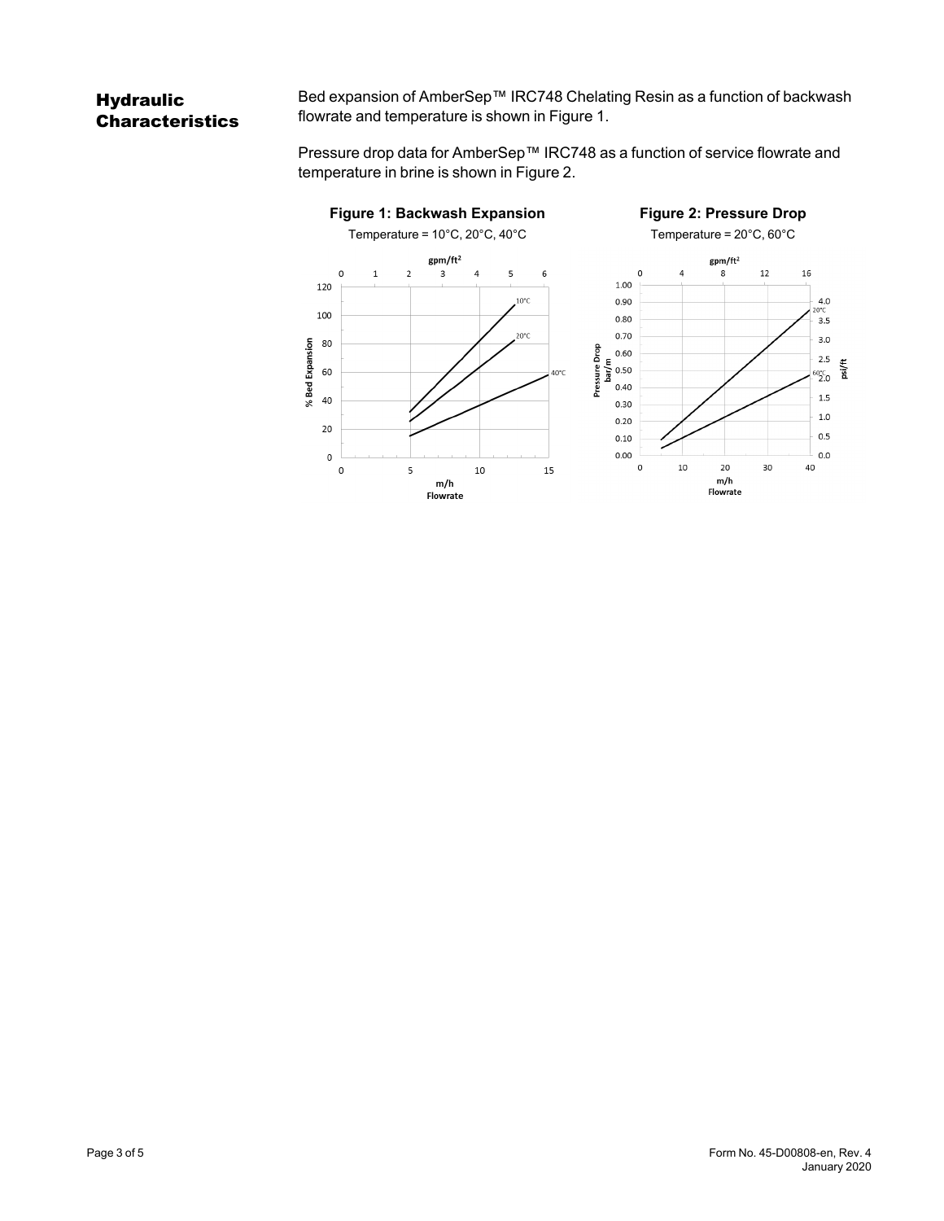## Hydraulic Characteristics

Bed expansion of AmberSep™ IRC748 Chelating Resin as a function of backwash flowrate and temperature is shown in Figure 1.

Pressure drop data for AmberSep™ IRC748 as a function of service flowrate and temperature in brine is shown in Figure 2.

**Figure 1: Backwash Expansion**

Temperature = 10°C, 20°C, 40°C

**Figure 2: Pressure Drop**

Temperature = 20°C, 60°C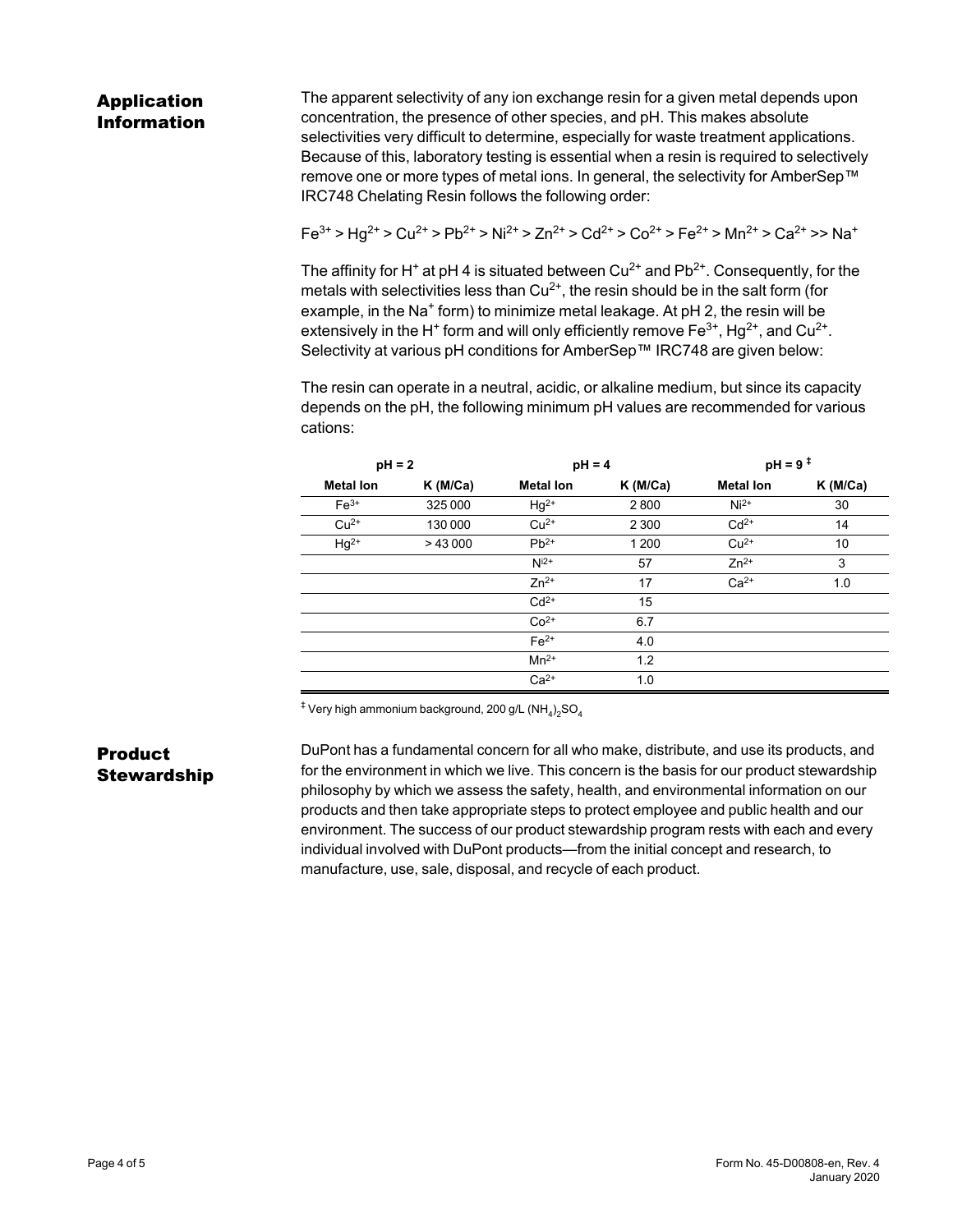## Application Information

The apparent selectivity of any ion exchange resin for a given metal depends upon concentration, the presence of other species, and pH. This makes absolute selectivities very difficult to determine, especially for waste treatment applications. Because of this, laboratory testing is essential when a resin is required to selectively remove one or more types of metal ions. In general, the selectivity for AmberSep™ IRC748 Chelating Resin follows the following order:

$Fe^{3+} > Hg^{2+} > Cu^{2+} > Pb^{2+} > Ni^{2+} > Zn^{2+} > Cd^{2+} > Co^{2+} > Fe^{2+} > Mn^{2+} > Ca^{2+} >> Na^{+}$

The affinity for $H^+$ at pH 4 is situated between $Cu^{2+}$ and $Pb^{2+}$. Consequently, for the metals with selectivities less than $Cu^{2+}$, the resin should be in the salt form (for example, in the $Na^+$ form) to minimize metal leakage. At pH 2, the resin will be extensively in the $H^+$ form and will only efficiently remove $Fe^{3+}$, $Hg^{2+}$, and $Cu^{2+}$. Selectivity at various pH conditions for AmberSep™ IRC748 are given below:

The resin can operate in a neutral, acidic, or alkaline medium, but since its capacity depends on the pH, the following minimum pH values are recommended for various cations:

| pH = 2 | | pH = 4 | | pH = 9 ‡ | |
|---|---|---|---|---|---|
| **Metal Ion** | **K (M/Ca)** | **Metal Ion** | **K (M/Ca)** | **Metal Ion** | **K (M/Ca)** |
| $Fe^{3+}$ | 325 000 | $Hg^{2+}$ | 2 800 | $Ni^{2+}$ | 30 |
| $Cu^{2+}$ | 130 000 | $Cu^{2+}$ | 2 300 | $Cd^{2+}$ | 14 |
| $Hg^{2+}$ | > 43 000 | $Pb^{2+}$ | 1 200 | $Cu^{2+}$ | 10 |
| | | $Ni^{2+}$ | 57 | $Zn^{2+}$ | 3 |
| | | $Zn^{2+}$ | 17 | $Ca^{2+}$ | 1.0 |
| | | $Cd^{2+}$ | 15 | | |
| | | $Co^{2+}$ | 6.7 | | |
| | | $Fe^{2+}$ | 4.0 | | |
| | | $Mn^{2+}$ | 1.2 | | |
| | | $Ca^{2+}$ | 1.0 | | |

‡ Very high ammonium background, 200 g/L $(NH_4)_2SO_4$

## Product Stewardship

DuPont has a fundamental concern for all who make, distribute, and use its products, and for the environment in which we live. This concern is the basis for our product stewardship philosophy by which we assess the safety, health, and environmental information on our products and then take appropriate steps to protect employee and public health and our environment. The success of our product stewardship program rests with each and every individual involved with DuPont products—from the initial concept and research, to manufacture, use, sale, disposal, and recycle of each product.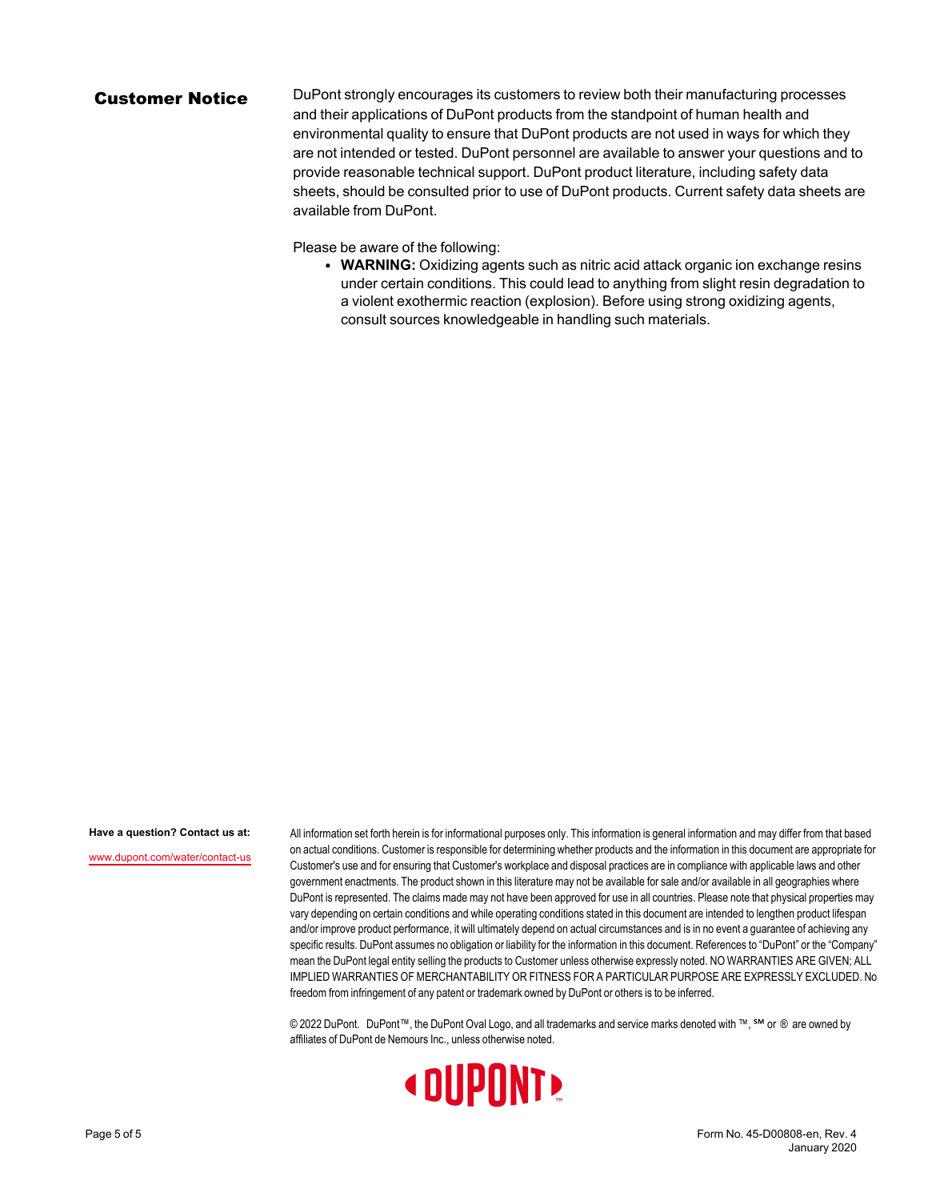## Customer Notice

DuPont strongly encourages its customers to review both their manufacturing processes and their applications of DuPont products from the standpoint of human health and environmental quality to ensure that DuPont products are not used in ways for which they are not intended or tested. DuPont personnel are available to answer your questions and to provide reasonable technical support. DuPont product literature, including safety data sheets, should be consulted prior to use of DuPont products. Current safety data sheets are available from DuPont.

Please be aware of the following:

- **WARNING:** Oxidizing agents such as nitric acid attack organic ion exchange resins under certain conditions. This could lead to anything from slight resin degradation to a violent exothermic reaction (explosion). Before using strong oxidizing agents, consult sources knowledgeable in handling such materials.

**Have a question? Contact us at:**

www.dupont.com/water/contact-us

All information set forth herein is for informational purposes only. This information is general information and may differ from that based on actual conditions. Customer is responsible for determining whether products and the information in this document are appropriate for Customer's use and for ensuring that Customer's workplace and disposal practices are in compliance with applicable laws and other government enactments. The product shown in this literature may not be available for sale and/or available in all geographies where DuPont is represented. The claims made may not have been approved for use in all countries. Please note that physical properties may vary depending on certain conditions and while operating conditions stated in this document are intended to lengthen product lifespan and/or improve product performance, it will ultimately depend on actual circumstances and is in no event a guarantee of achieving any specific results. DuPont assumes no obligation or liability for the information in this document. References to "DuPont" or the "Company" mean the DuPont legal entity selling the products to Customer unless otherwise expressly noted. NO WARRANTIES ARE GIVEN; ALL IMPLIED WARRANTIES OF MERCHANTABILITY OR FITNESS FOR A PARTICULAR PURPOSE ARE EXPRESSLY EXCLUDED. No freedom from infringement of any patent or trademark owned by DuPont or others is to be inferred.

© 2022 DuPont. DuPont™, the DuPont Oval Logo, and all trademarks and service marks denoted with ™, ℠ or ® are owned by affiliates of DuPont de Nemours Inc., unless otherwise noted.

Form No. 45-D00808-en, Rev. 4
January 2020